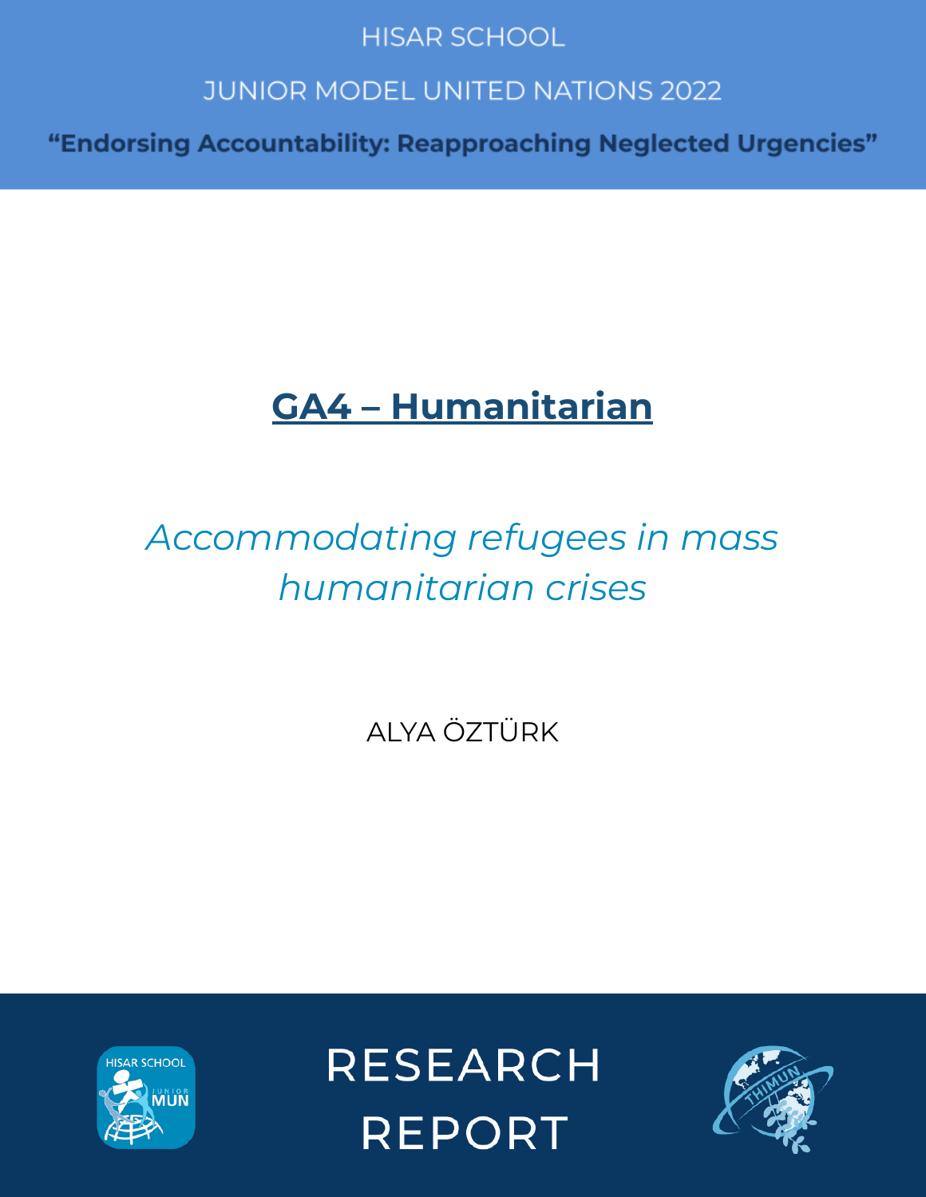HISAR SCHOOL

JUNIOR MODEL UNITED NATIONS 2022

**"Endorsing Accountability: Reapproaching Neglected Urgencies"**

# GA4 – Humanitarian

## *Accommodating refugees in mass humanitarian crises*

ALYA ÖZTÜRK

RESEARCH REPORT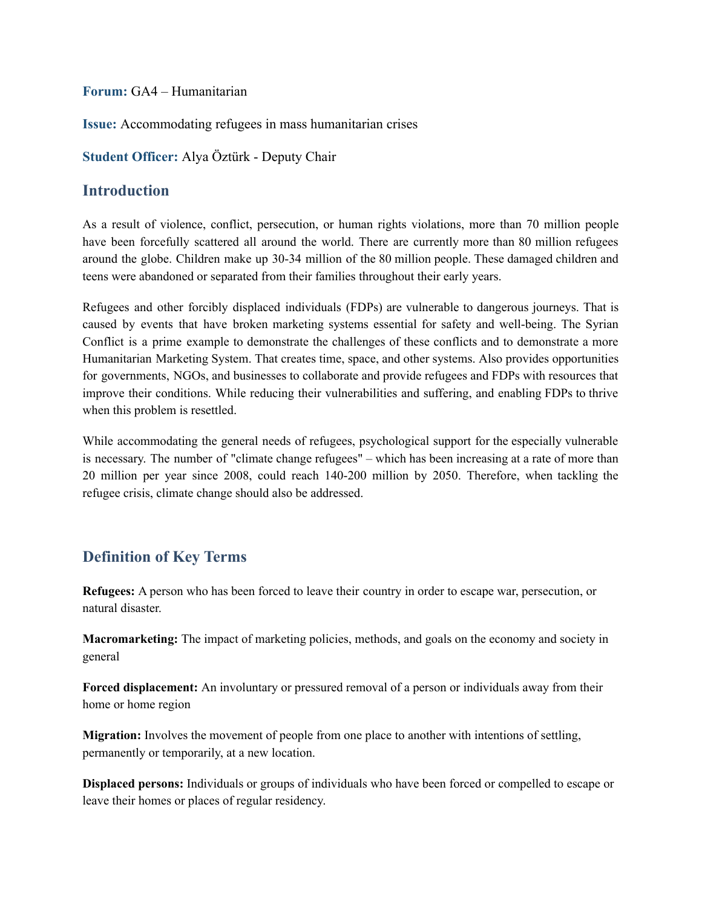**Forum:** GA4 – Humanitarian

**Issue:** Accommodating refugees in mass humanitarian crises

**Student Officer:** Alya Öztürk - Deputy Chair

## Introduction

As a result of violence, conflict, persecution, or human rights violations, more than 70 million people have been forcefully scattered all around the world. There are currently more than 80 million refugees around the globe. Children make up 30-34 million of the 80 million people. These damaged children and teens were abandoned or separated from their families throughout their early years.

Refugees and other forcibly displaced individuals (FDPs) are vulnerable to dangerous journeys. That is caused by events that have broken marketing systems essential for safety and well-being. The Syrian Conflict is a prime example to demonstrate the challenges of these conflicts and to demonstrate a more Humanitarian Marketing System. That creates time, space, and other systems. Also provides opportunities for governments, NGOs, and businesses to collaborate and provide refugees and FDPs with resources that improve their conditions. While reducing their vulnerabilities and suffering, and enabling FDPs to thrive when this problem is resettled.

While accommodating the general needs of refugees, psychological support for the especially vulnerable is necessary. The number of "climate change refugees" – which has been increasing at a rate of more than 20 million per year since 2008, could reach 140-200 million by 2050. Therefore, when tackling the refugee crisis, climate change should also be addressed.

## Definition of Key Terms

**Refugees:** A person who has been forced to leave their country in order to escape war, persecution, or natural disaster.

**Macromarketing:** The impact of marketing policies, methods, and goals on the economy and society in general

**Forced displacement:** An involuntary or pressured removal of a person or individuals away from their home or home region

**Migration:** Involves the movement of people from one place to another with intentions of settling, permanently or temporarily, at a new location.

**Displaced persons:** Individuals or groups of individuals who have been forced or compelled to escape or leave their homes or places of regular residency.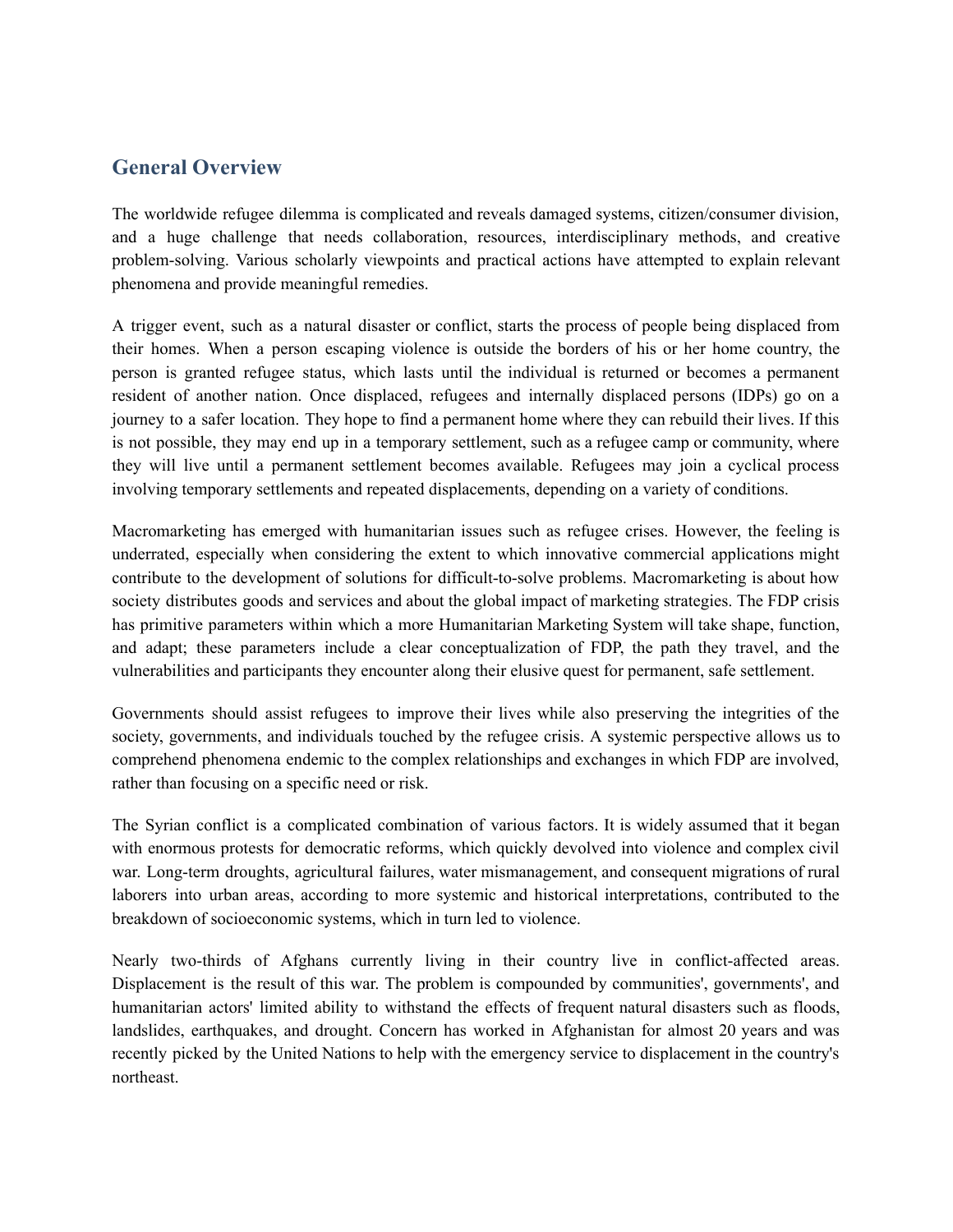## General Overview

The worldwide refugee dilemma is complicated and reveals damaged systems, citizen/consumer division, and a huge challenge that needs collaboration, resources, interdisciplinary methods, and creative problem-solving. Various scholarly viewpoints and practical actions have attempted to explain relevant phenomena and provide meaningful remedies.

A trigger event, such as a natural disaster or conflict, starts the process of people being displaced from their homes. When a person escaping violence is outside the borders of his or her home country, the person is granted refugee status, which lasts until the individual is returned or becomes a permanent resident of another nation. Once displaced, refugees and internally displaced persons (IDPs) go on a journey to a safer location. They hope to find a permanent home where they can rebuild their lives. If this is not possible, they may end up in a temporary settlement, such as a refugee camp or community, where they will live until a permanent settlement becomes available. Refugees may join a cyclical process involving temporary settlements and repeated displacements, depending on a variety of conditions.

Macromarketing has emerged with humanitarian issues such as refugee crises. However, the feeling is underrated, especially when considering the extent to which innovative commercial applications might contribute to the development of solutions for difficult-to-solve problems. Macromarketing is about how society distributes goods and services and about the global impact of marketing strategies. The FDP crisis has primitive parameters within which a more Humanitarian Marketing System will take shape, function, and adapt; these parameters include a clear conceptualization of FDP, the path they travel, and the vulnerabilities and participants they encounter along their elusive quest for permanent, safe settlement.

Governments should assist refugees to improve their lives while also preserving the integrities of the society, governments, and individuals touched by the refugee crisis. A systemic perspective allows us to comprehend phenomena endemic to the complex relationships and exchanges in which FDP are involved, rather than focusing on a specific need or risk.

The Syrian conflict is a complicated combination of various factors. It is widely assumed that it began with enormous protests for democratic reforms, which quickly devolved into violence and complex civil war. Long-term droughts, agricultural failures, water mismanagement, and consequent migrations of rural laborers into urban areas, according to more systemic and historical interpretations, contributed to the breakdown of socioeconomic systems, which in turn led to violence.

Nearly two-thirds of Afghans currently living in their country live in conflict-affected areas. Displacement is the result of this war. The problem is compounded by communities', governments', and humanitarian actors' limited ability to withstand the effects of frequent natural disasters such as floods, landslides, earthquakes, and drought. Concern has worked in Afghanistan for almost 20 years and was recently picked by the United Nations to help with the emergency service to displacement in the country's northeast.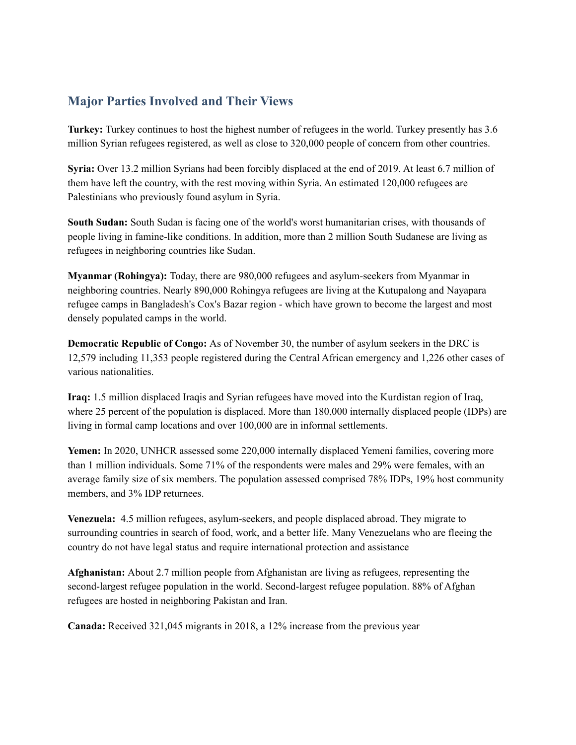## Major Parties Involved and Their Views

**Turkey:** Turkey continues to host the highest number of refugees in the world. Turkey presently has 3.6 million Syrian refugees registered, as well as close to 320,000 people of concern from other countries.

**Syria:** Over 13.2 million Syrians had been forcibly displaced at the end of 2019. At least 6.7 million of them have left the country, with the rest moving within Syria. An estimated 120,000 refugees are Palestinians who previously found asylum in Syria.

**South Sudan:** South Sudan is facing one of the world's worst humanitarian crises, with thousands of people living in famine-like conditions. In addition, more than 2 million South Sudanese are living as refugees in neighboring countries like Sudan.

**Myanmar (Rohingya):** Today, there are 980,000 refugees and asylum-seekers from Myanmar in neighboring countries. Nearly 890,000 Rohingya refugees are living at the Kutupalong and Nayapara refugee camps in Bangladesh's Cox's Bazar region - which have grown to become the largest and most densely populated camps in the world.

**Democratic Republic of Congo:** As of November 30, the number of asylum seekers in the DRC is 12,579 including 11,353 people registered during the Central African emergency and 1,226 other cases of various nationalities.

**Iraq:** 1.5 million displaced Iraqis and Syrian refugees have moved into the Kurdistan region of Iraq, where 25 percent of the population is displaced. More than 180,000 internally displaced people (IDPs) are living in formal camp locations and over 100,000 are in informal settlements.

**Yemen:** In 2020, UNHCR assessed some 220,000 internally displaced Yemeni families, covering more than 1 million individuals. Some 71% of the respondents were males and 29% were females, with an average family size of six members. The population assessed comprised 78% IDPs, 19% host community members, and 3% IDP returnees.

**Venezuela:** 4.5 million refugees, asylum-seekers, and people displaced abroad. They migrate to surrounding countries in search of food, work, and a better life. Many Venezuelans who are fleeing the country do not have legal status and require international protection and assistance

**Afghanistan:** About 2.7 million people from Afghanistan are living as refugees, representing the second-largest refugee population in the world. Second-largest refugee population. 88% of Afghan refugees are hosted in neighboring Pakistan and Iran.

**Canada:** Received 321,045 migrants in 2018, a 12% increase from the previous year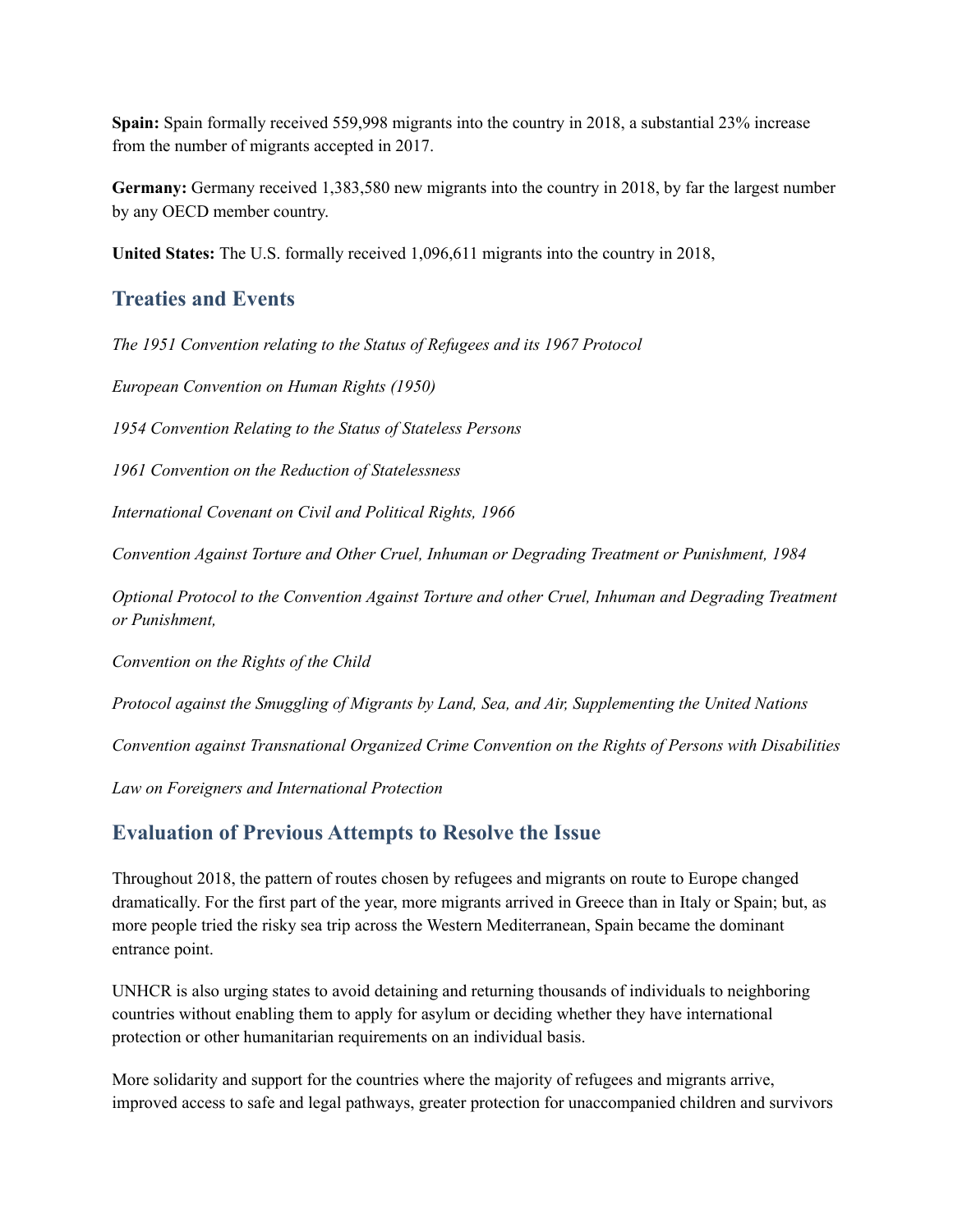**Spain:** Spain formally received 559,998 migrants into the country in 2018, a substantial 23% increase from the number of migrants accepted in 2017.

**Germany:** Germany received 1,383,580 new migrants into the country in 2018, by far the largest number by any OECD member country.

**United States:** The U.S. formally received 1,096,611 migrants into the country in 2018,

## Treaties and Events

*The 1951 Convention relating to the Status of Refugees and its 1967 Protocol*

*European Convention on Human Rights (1950)*

*1954 Convention Relating to the Status of Stateless Persons*

*1961 Convention on the Reduction of Statelessness*

*International Covenant on Civil and Political Rights, 1966*

*Convention Against Torture and Other Cruel, Inhuman or Degrading Treatment or Punishment, 1984*

*Optional Protocol to the Convention Against Torture and other Cruel, Inhuman and Degrading Treatment or Punishment,*

*Convention on the Rights of the Child*

*Protocol against the Smuggling of Migrants by Land, Sea, and Air, Supplementing the United Nations*

*Convention against Transnational Organized Crime Convention on the Rights of Persons with Disabilities*

*Law on Foreigners and International Protection*

## Evaluation of Previous Attempts to Resolve the Issue

Throughout 2018, the pattern of routes chosen by refugees and migrants on route to Europe changed dramatically. For the first part of the year, more migrants arrived in Greece than in Italy or Spain; but, as more people tried the risky sea trip across the Western Mediterranean, Spain became the dominant entrance point.

UNHCR is also urging states to avoid detaining and returning thousands of individuals to neighboring countries without enabling them to apply for asylum or deciding whether they have international protection or other humanitarian requirements on an individual basis.

More solidarity and support for the countries where the majority of refugees and migrants arrive, improved access to safe and legal pathways, greater protection for unaccompanied children and survivors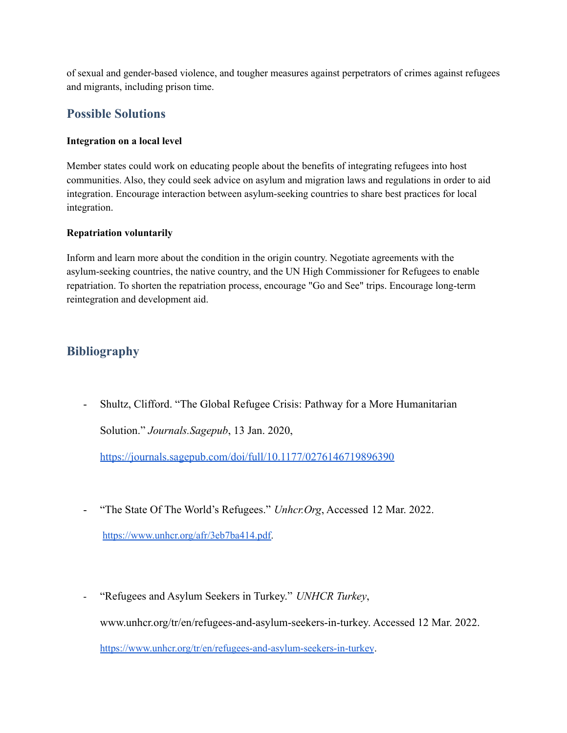of sexual and gender-based violence, and tougher measures against perpetrators of crimes against refugees and migrants, including prison time.

## Possible Solutions

**Integration on a local level**

Member states could work on educating people about the benefits of integrating refugees into host communities. Also, they could seek advice on asylum and migration laws and regulations in order to aid integration. Encourage interaction between asylum-seeking countries to share best practices for local integration.

**Repatriation voluntarily**

Inform and learn more about the condition in the origin country. Negotiate agreements with the asylum-seeking countries, the native country, and the UN High Commissioner for Refugees to enable repatriation. To shorten the repatriation process, encourage "Go and See" trips. Encourage long-term reintegration and development aid.

## Bibliography

- Shultz, Clifford. "The Global Refugee Crisis: Pathway for a More Humanitarian Solution." *Journals.Sagepub*, 13 Jan. 2020, https://journals.sagepub.com/doi/full/10.1177/0276146719896390

- "The State Of The World's Refugees." *Unhcr.Org*, Accessed 12 Mar. 2022. https://www.unhcr.org/afr/3eb7ba414.pdf.

- "Refugees and Asylum Seekers in Turkey." *UNHCR Turkey*, www.unhcr.org/tr/en/refugees-and-asylum-seekers-in-turkey. Accessed 12 Mar. 2022. https://www.unhcr.org/tr/en/refugees-and-asylum-seekers-in-turkey.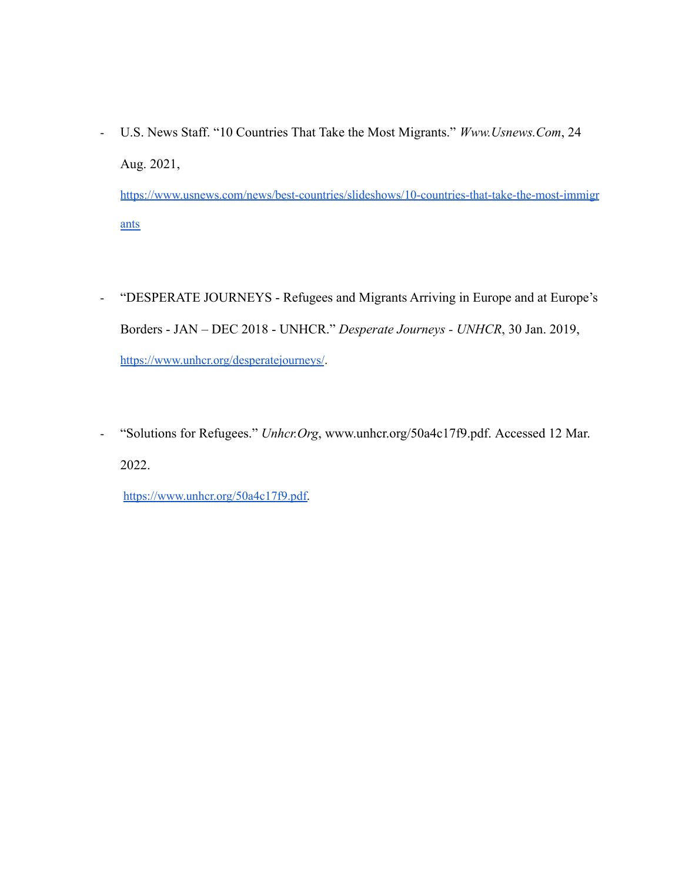- U.S. News Staff. “10 Countries That Take the Most Migrants.” *Www.Usnews.Com*, 24 Aug. 2021, https://www.usnews.com/news/best-countries/slideshows/10-countries-that-take-the-most-immigrants

- “DESPERATE JOURNEYS - Refugees and Migrants Arriving in Europe and at Europe’s Borders - JAN – DEC 2018 - UNHCR.” *Desperate Journeys - UNHCR*, 30 Jan. 2019, https://www.unhcr.org/desperatejourneys/.

- “Solutions for Refugees.” *Unhcr.Org*, www.unhcr.org/50a4c17f9.pdf. Accessed 12 Mar. 2022. https://www.unhcr.org/50a4c17f9.pdf.